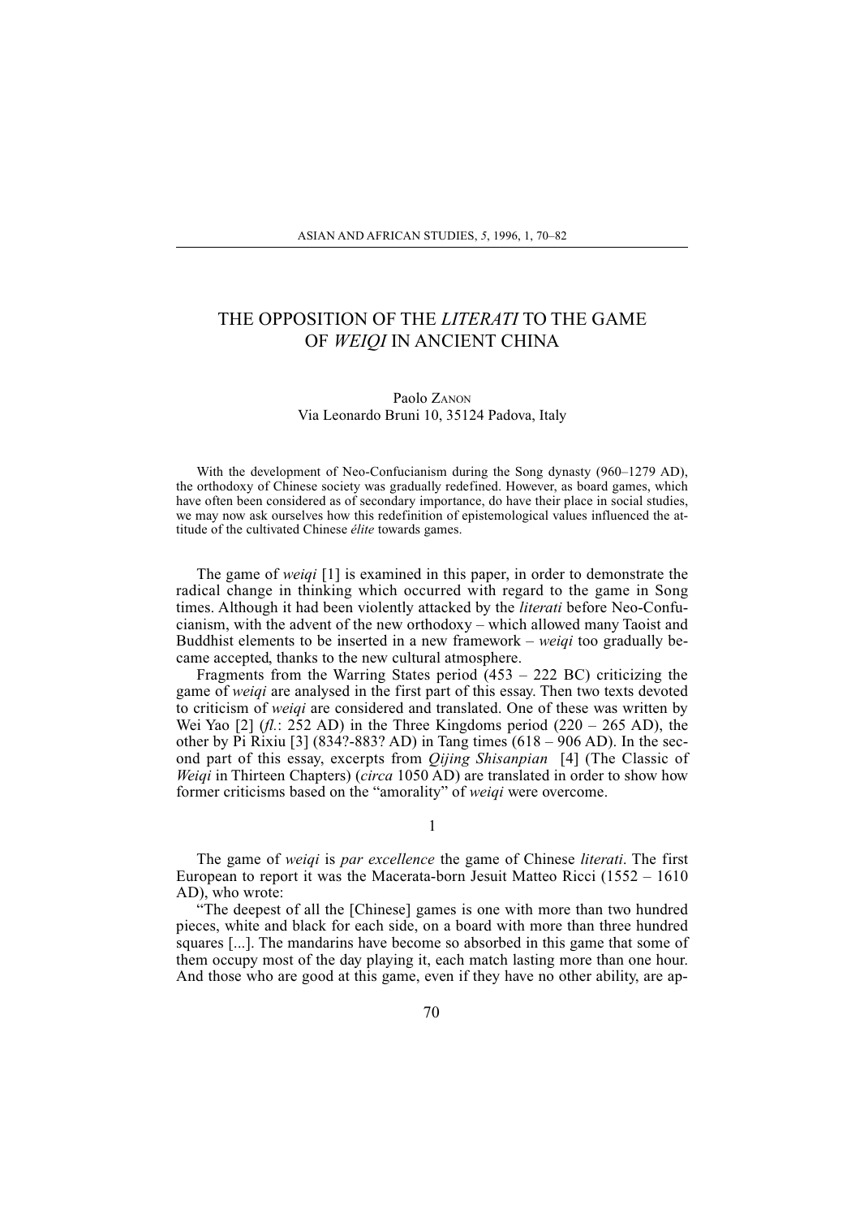# THE OPPOSITION OF THE *LITERATI* TO THE GAME OF *WEIQI* IN ANCIENT CHINA

Paolo ZANON
Via Leonardo Bruni 10, 35124 Padova, Italy

With the development of Neo-Confucianism during the Song dynasty (960–1279 AD), the orthodoxy of Chinese society was gradually redefined. However, as board games, which have often been considered as of secondary importance, do have their place in social studies, we may now ask ourselves how this redefinition of epistemological values influenced the attitude of the cultivated Chinese *élite* towards games.

The game of *weiqi* [1] is examined in this paper, in order to demonstrate the radical change in thinking which occurred with regard to the game in Song times. Although it had been violently attacked by the *literati* before Neo-Confucianism, with the advent of the new orthodoxy – which allowed many Taoist and Buddhist elements to be inserted in a new framework – *weiqi* too gradually became accepted, thanks to the new cultural atmosphere.

Fragments from the Warring States period (453 – 222 BC) criticizing the game of *weiqi* are analysed in the first part of this essay. Then two texts devoted to criticism of *weiqi* are considered and translated. One of these was written by Wei Yao [2] (*fl.*: 252 AD) in the Three Kingdoms period (220 – 265 AD), the other by Pi Rixiu [3] (834?-883? AD) in Tang times (618 – 906 AD). In the second part of this essay, excerpts from *Qijing Shisanpian* [4] (The Classic of *Weiqi* in Thirteen Chapters) (*circa* 1050 AD) are translated in order to show how former criticisms based on the "amorality" of *weiqi* were overcome.

## 1

The game of *weiqi* is *par excellence* the game of Chinese *literati*. The first European to report it was the Macerata-born Jesuit Matteo Ricci (1552 – 1610 AD), who wrote:

"The deepest of all the [Chinese] games is one with more than two hundred pieces, white and black for each side, on a board with more than three hundred squares [...]. The mandarins have become so absorbed in this game that some of them occupy most of the day playing it, each match lasting more than one hour. And those who are good at this game, even if they have no other ability, are ap-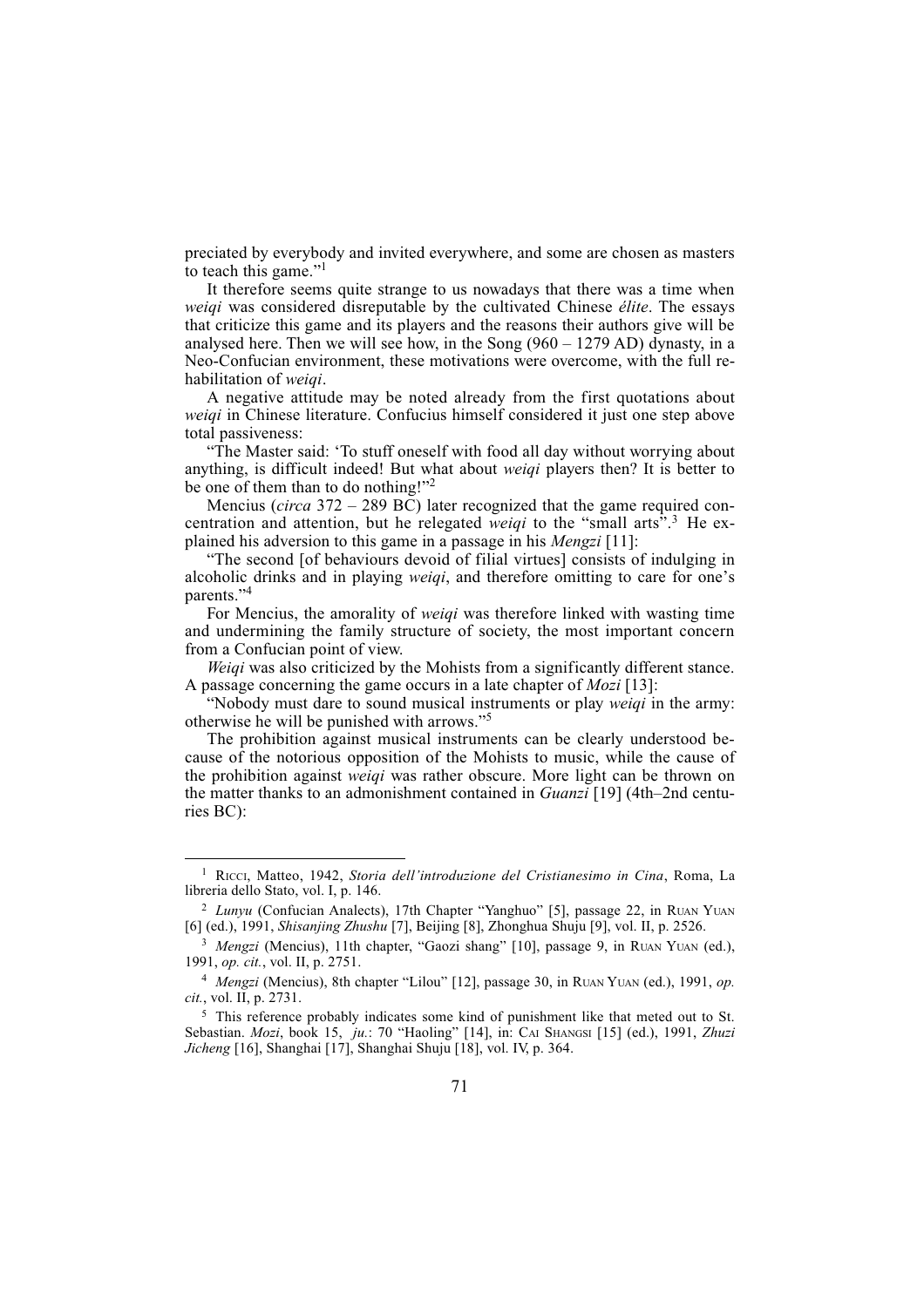preciated by everybody and invited everywhere, and some are chosen as masters to teach this game."[1]

It therefore seems quite strange to us nowadays that there was a time when *weiqi* was considered disreputable by the cultivated Chinese *élite*. The essays that criticize this game and its players and the reasons their authors give will be analysed here. Then we will see how, in the Song (960 – 1279 AD) dynasty, in a Neo-Confucian environment, these motivations were overcome, with the full rehabilitation of *weiqi*.

A negative attitude may be noted already from the first quotations about *weiqi* in Chinese literature. Confucius himself considered it just one step above total passiveness:

"The Master said: 'To stuff oneself with food all day without worrying about anything, is difficult indeed! But what about *weiqi* players then? It is better to be one of them than to do nothing!"[2]

Mencius (*circa* 372 – 289 BC) later recognized that the game required concentration and attention, but he relegated *weiqi* to the "small arts".[3] He explained his adversion to this game in a passage in his *Mengzi* [11]:

"The second [of behaviours devoid of filial virtues] consists of indulging in alcoholic drinks and in playing *weiqi*, and therefore omitting to care for one's parents."[4]

For Mencius, the amorality of *weiqi* was therefore linked with wasting time and undermining the family structure of society, the most important concern from a Confucian point of view.

*Weiqi* was also criticized by the Mohists from a significantly different stance. A passage concerning the game occurs in a late chapter of *Mozi* [13]:

"Nobody must dare to sound musical instruments or play *weiqi* in the army: otherwise he will be punished with arrows."[5]

The prohibition against musical instruments can be clearly understood because of the notorious opposition of the Mohists to music, while the cause of the prohibition against *weiqi* was rather obscure. More light can be thrown on the matter thanks to an admonishment contained in *Guanzi* [19] (4th–2nd centuries BC):

---

[1] Ricci, Matteo, 1942, *Storia dell'introduzione del Cristianesimo in Cina*, Roma, La libreria dello Stato, vol. I, p. 146.

[2] *Lunyu* (Confucian Analects), 17th Chapter "Yanghuo" [5], passage 22, in Ruan Yuan [6] (ed.), 1991, *Shisanjing Zhushu* [7], Beijing [8], Zhonghua Shuju [9], vol. II, p. 2526.

[3] *Mengzi* (Mencius), 11th chapter, "Gaozi shang" [10], passage 9, in Ruan Yuan (ed.), 1991, *op. cit.*, vol. II, p. 2751.

[4] *Mengzi* (Mencius), 8th chapter "Lilou" [12], passage 30, in Ruan Yuan (ed.), 1991, *op. cit.*, vol. II, p. 2731.

[5] This reference probably indicates some kind of punishment like that meted out to St. Sebastian. *Mozi*, book 15, *ju.*: 70 "Haoling" [14], in: Cai Shangsi [15] (ed.), 1991, *Zhuzi Jicheng* [16], Shanghai [17], Shanghai Shuju [18], vol. IV, p. 364.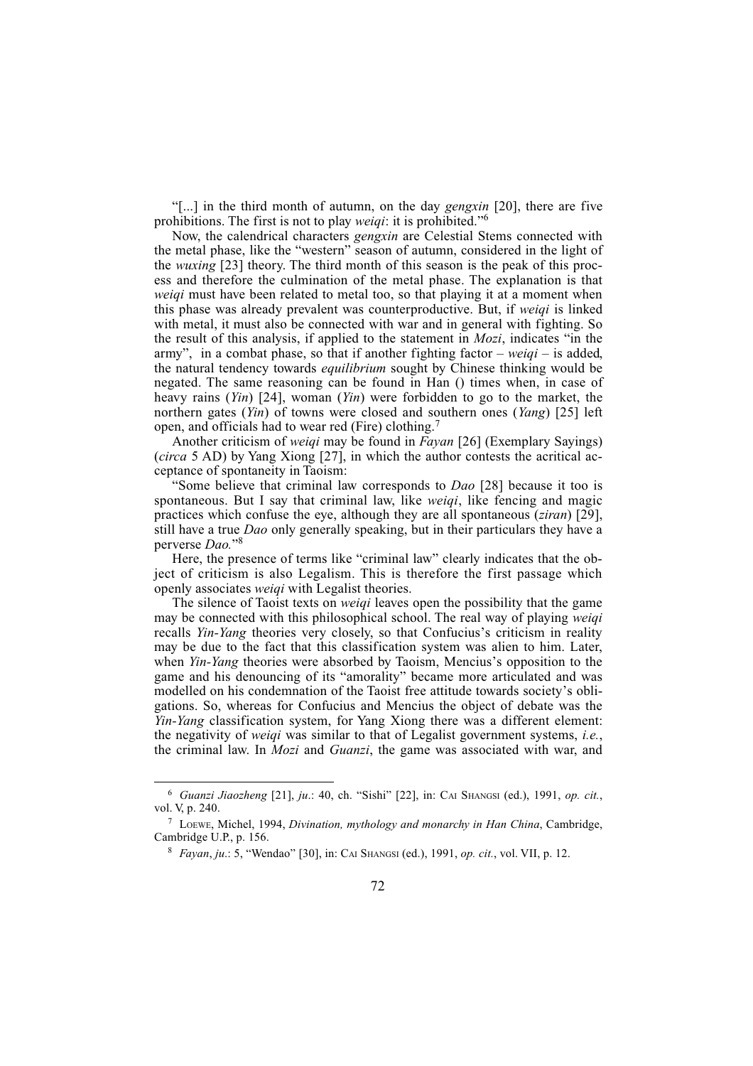"[...] in the third month of autumn, on the day *gengxin* [20], there are five prohibitions. The first is not to play *weiqi*: it is prohibited."[6]

Now, the calendrical characters *gengxin* are Celestial Stems connected with the metal phase, like the "western" season of autumn, considered in the light of the *wuxing* [23] theory. The third month of this season is the peak of this process and therefore the culmination of the metal phase. The explanation is that *weiqi* must have been related to metal too, so that playing it at a moment when this phase was already prevalent was counterproductive. But, if *weiqi* is linked with metal, it must also be connected with war and in general with fighting. So the result of this analysis, if applied to the statement in *Mozi*, indicates "in the army", in a combat phase, so that if another fighting factor – *weiqi* – is added, the natural tendency towards *equilibrium* sought by Chinese thinking would be negated. The same reasoning can be found in Han () times when, in case of heavy rains (*Yin*) [24], woman (*Yin*) were forbidden to go to the market, the northern gates (*Yin*) of towns were closed and southern ones (*Yang*) [25] left open, and officials had to wear red (Fire) clothing.[7]

Another criticism of *weiqi* may be found in *Fayan* [26] (Exemplary Sayings) (*circa* 5 AD) by Yang Xiong [27], in which the author contests the acritical acceptance of spontaneity in Taoism:

"Some believe that criminal law corresponds to *Dao* [28] because it too is spontaneous. But I say that criminal law, like *weiqi*, like fencing and magic practices which confuse the eye, although they are all spontaneous (*ziran*) [29], still have a true *Dao* only generally speaking, but in their particulars they have a perverse *Dao*."[8]

Here, the presence of terms like "criminal law" clearly indicates that the object of criticism is also Legalism. This is therefore the first passage which openly associates *weiqi* with Legalist theories.

The silence of Taoist texts on *weiqi* leaves open the possibility that the game may be connected with this philosophical school. The real way of playing *weiqi* recalls *Yin-Yang* theories very closely, so that Confucius's criticism in reality may be due to the fact that this classification system was alien to him. Later, when *Yin-Yang* theories were absorbed by Taoism, Mencius's opposition to the game and his denouncing of its "amorality" became more articulated and was modelled on his condemnation of the Taoist free attitude towards society's obligations. So, whereas for Confucius and Mencius the object of debate was the *Yin-Yang* classification system, for Yang Xiong there was a different element: the negativity of *weiqi* was similar to that of Legalist government systems, *i.e.*, the criminal law. In *Mozi* and *Guanzi*, the game was associated with war, and

---

[6] *Guanzi Jiaozheng* [21], *ju*.: 40, ch. "Sishi" [22], in: Cai Shangsi (ed.), 1991, *op. cit.*, vol. V, p. 240.

[7] Loewe, Michel, 1994, *Divination, mythology and monarchy in Han China*, Cambridge, Cambridge U.P., p. 156.

[8] *Fayan*, *ju*.: 5, "Wendao" [30], in: Cai Shangsi (ed.), 1991, *op. cit.*, vol. VII, p. 12.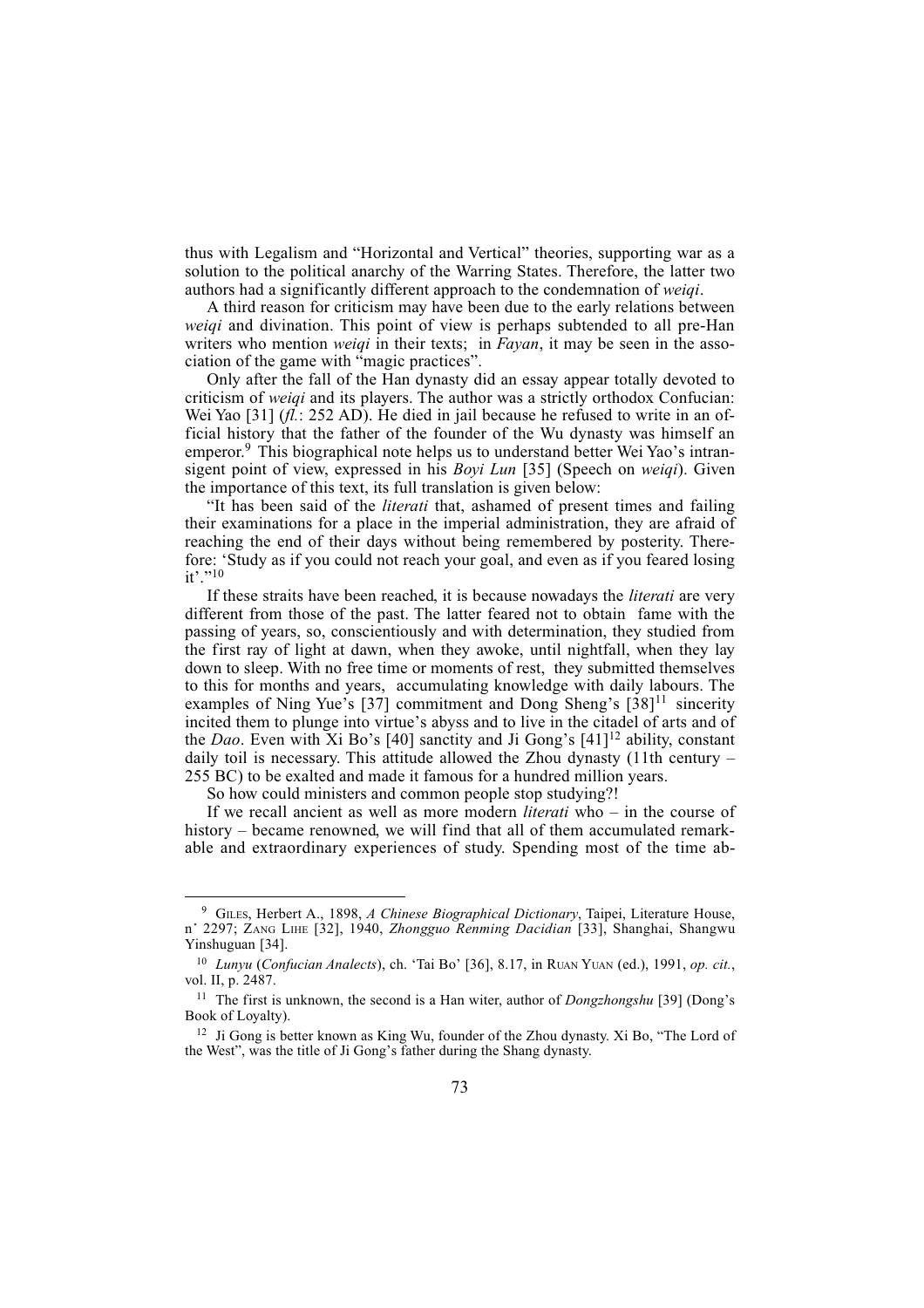thus with Legalism and "Horizontal and Vertical" theories, supporting war as a solution to the political anarchy of the Warring States. Therefore, the latter two authors had a significantly different approach to the condemnation of *weiqi*.

A third reason for criticism may have been due to the early relations between *weiqi* and divination. This point of view is perhaps subtended to all pre-Han writers who mention *weiqi* in their texts; in *Fayan*, it may be seen in the association of the game with "magic practices".

Only after the fall of the Han dynasty did an essay appear totally devoted to criticism of *weiqi* and its players. The author was a strictly orthodox Confucian: Wei Yao [31] (*fl.*: 252 AD). He died in jail because he refused to write in an official history that the father of the founder of the Wu dynasty was himself an emperor.[9] This biographical note helps us to understand better Wei Yao's intransigent point of view, expressed in his *Boyi Lun* [35] (Speech on *weiqi*). Given the importance of this text, its full translation is given below:

"It has been said of the *literati* that, ashamed of present times and failing their examinations for a place in the imperial administration, they are afraid of reaching the end of their days without being remembered by posterity. Therefore: 'Study as if you could not reach your goal, and even as if you feared losing it'."[10]

If these straits have been reached, it is because nowadays the *literati* are very different from those of the past. The latter feared not to obtain fame with the passing of years, so, conscientiously and with determination, they studied from the first ray of light at dawn, when they awoke, until nightfall, when they lay down to sleep. With no free time or moments of rest, they submitted themselves to this for months and years, accumulating knowledge with daily labours. The examples of Ning Yue's [37] commitment and Dong Sheng's [38][11] sincerity incited them to plunge into virtue's abyss and to live in the citadel of arts and of the *Dao*. Even with Xi Bo's [40] sanctity and Ji Gong's [41][12] ability, constant daily toil is necessary. This attitude allowed the Zhou dynasty (11th century – 255 BC) to be exalted and made it famous for a hundred million years.

So how could ministers and common people stop studying?!

If we recall ancient as well as more modern *literati* who – in the course of history – became renowned, we will find that all of them accumulated remarkable and extraordinary experiences of study. Spending most of the time ab-

---

[9] GILES, Herbert A., 1898, *A Chinese Biographical Dictionary*, Taipei, Literature House, n˚ 2297; ZANG LIHE [32], 1940, *Zhongguo Renming Dacidian* [33], Shanghai, Shangwu Yinshuguan [34].

[10] *Lunyu* (*Confucian Analects*), ch. 'Tai Bo' [36], 8.17, in RUAN YUAN (ed.), 1991, *op. cit.*, vol. II, p. 2487.

[11] The first is unknown, the second is a Han witer, author of *Dongzhongshu* [39] (Dong's Book of Loyalty).

[12] Ji Gong is better known as King Wu, founder of the Zhou dynasty. Xi Bo, "The Lord of the West", was the title of Ji Gong's father during the Shang dynasty.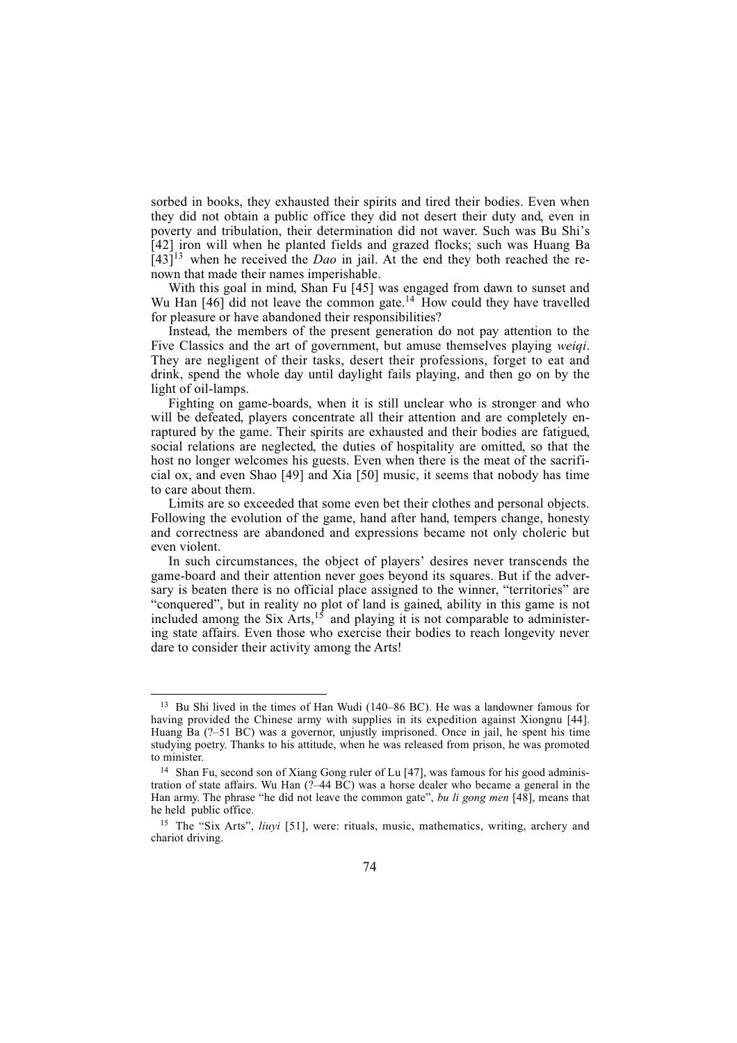sorbed in books, they exhausted their spirits and tired their bodies. Even when they did not obtain a public office they did not desert their duty and, even in poverty and tribulation, their determination did not waver. Such was Bu Shi's [42] iron will when he planted fields and grazed flocks; such was Huang Ba [43][13] when he received the *Dao* in jail. At the end they both reached the renown that made their names imperishable.

With this goal in mind, Shan Fu [45] was engaged from dawn to sunset and Wu Han [46] did not leave the common gate.[14] How could they have travelled for pleasure or have abandoned their responsibilities?

Instead, the members of the present generation do not pay attention to the Five Classics and the art of government, but amuse themselves playing *weiqi*. They are negligent of their tasks, desert their professions, forget to eat and drink, spend the whole day until daylight fails playing, and then go on by the light of oil-lamps.

Fighting on game-boards, when it is still unclear who is stronger and who will be defeated, players concentrate all their attention and are completely enraptured by the game. Their spirits are exhausted and their bodies are fatigued, social relations are neglected, the duties of hospitality are omitted, so that the host no longer welcomes his guests. Even when there is the meat of the sacrificial ox, and even Shao [49] and Xia [50] music, it seems that nobody has time to care about them.

Limits are so exceeded that some even bet their clothes and personal objects. Following the evolution of the game, hand after hand, tempers change, honesty and correctness are abandoned and expressions became not only choleric but even violent.

In such circumstances, the object of players' desires never transcends the game-board and their attention never goes beyond its squares. But if the adversary is beaten there is no official place assigned to the winner, "territories" are "conquered", but in reality no plot of land is gained, ability in this game is not included among the Six Arts,[15] and playing it is not comparable to administering state affairs. Even those who exercise their bodies to reach longevity never dare to consider their activity among the Arts!

---

[13] Bu Shi lived in the times of Han Wudi (140–86 BC). He was a landowner famous for having provided the Chinese army with supplies in its expedition against Xiongnu [44]. Huang Ba (?–51 BC) was a governor, unjustly imprisoned. Once in jail, he spent his time studying poetry. Thanks to his attitude, when he was released from prison, he was promoted to minister.

[14] Shan Fu, second son of Xiang Gong ruler of Lu [47], was famous for his good administration of state affairs. Wu Han (?–44 BC) was a horse dealer who became a general in the Han army. The phrase "he did not leave the common gate", *bu li gong men* [48], means that he held public office.

[15] The "Six Arts", *liuyi* [51], were: rituals, music, mathematics, writing, archery and chariot driving.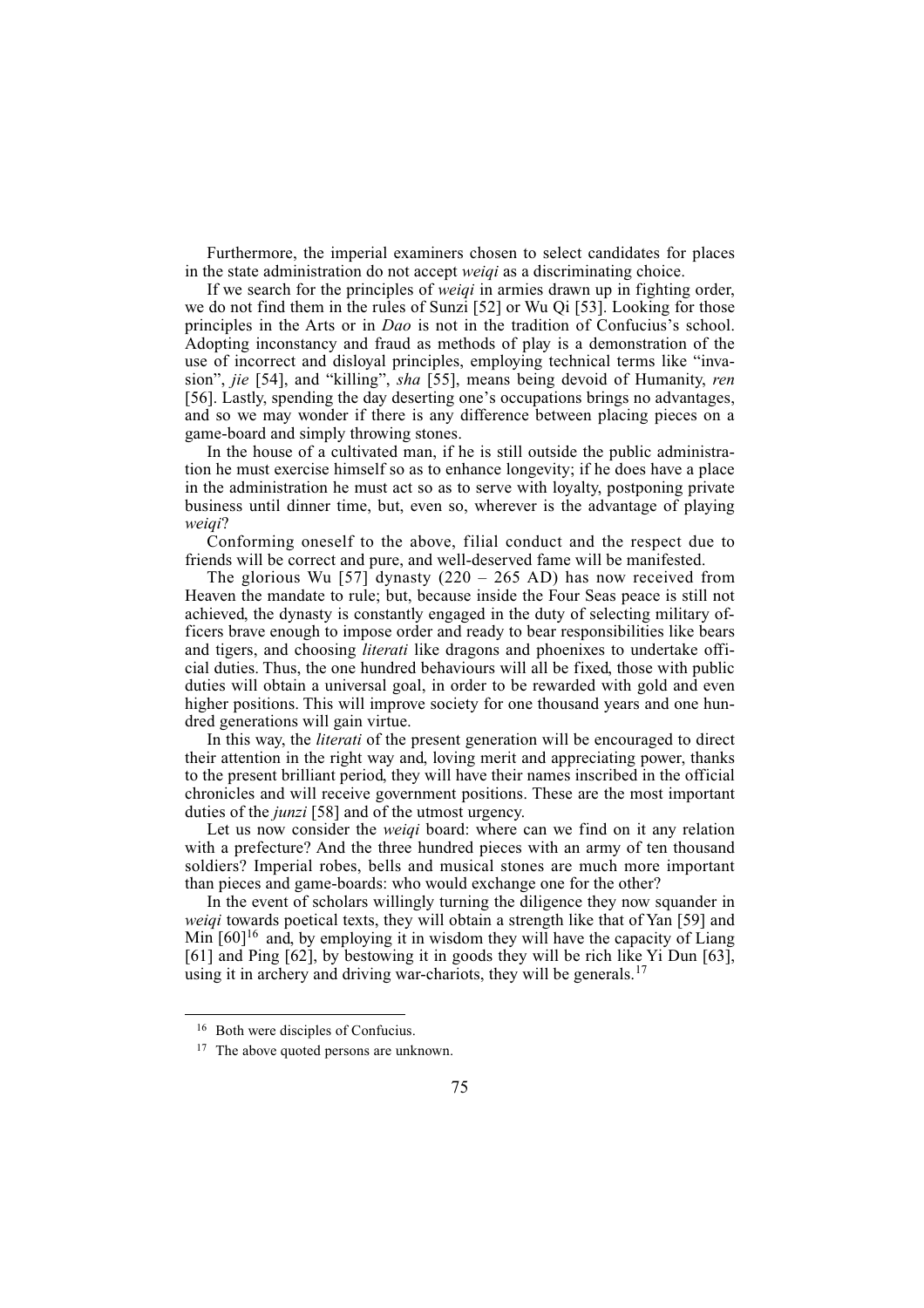Furthermore, the imperial examiners chosen to select candidates for places in the state administration do not accept *weiqi* as a discriminating choice.

If we search for the principles of *weiqi* in armies drawn up in fighting order, we do not find them in the rules of Sunzi [52] or Wu Qi [53]. Looking for those principles in the Arts or in *Dao* is not in the tradition of Confucius's school. Adopting inconstancy and fraud as methods of play is a demonstration of the use of incorrect and disloyal principles, employing technical terms like "invasion", *jie* [54], and "killing", *sha* [55], means being devoid of Humanity, *ren* [56]. Lastly, spending the day deserting one's occupations brings no advantages, and so we may wonder if there is any difference between placing pieces on a game-board and simply throwing stones.

In the house of a cultivated man, if he is still outside the public administration he must exercise himself so as to enhance longevity; if he does have a place in the administration he must act so as to serve with loyalty, postponing private business until dinner time, but, even so, wherever is the advantage of playing *weiqi*?

Conforming oneself to the above, filial conduct and the respect due to friends will be correct and pure, and well-deserved fame will be manifested.

The glorious Wu [57] dynasty (220 – 265 AD) has now received from Heaven the mandate to rule; but, because inside the Four Seas peace is still not achieved, the dynasty is constantly engaged in the duty of selecting military officers brave enough to impose order and ready to bear responsibilities like bears and tigers, and choosing *literati* like dragons and phoenixes to undertake official duties. Thus, the one hundred behaviours will all be fixed, those with public duties will obtain a universal goal, in order to be rewarded with gold and even higher positions. This will improve society for one thousand years and one hundred generations will gain virtue.

In this way, the *literati* of the present generation will be encouraged to direct their attention in the right way and, loving merit and appreciating power, thanks to the present brilliant period, they will have their names inscribed in the official chronicles and will receive government positions. These are the most important duties of the *junzi* [58] and of the utmost urgency.

Let us now consider the *weiqi* board: where can we find on it any relation with a prefecture? And the three hundred pieces with an army of ten thousand soldiers? Imperial robes, bells and musical stones are much more important than pieces and game-boards: who would exchange one for the other?

In the event of scholars willingly turning the diligence they now squander in *weiqi* towards poetical texts, they will obtain a strength like that of Yan [59] and Min [60][16] and, by employing it in wisdom they will have the capacity of Liang [61] and Ping [62], by bestowing it in goods they will be rich like Yi Dun [63], using it in archery and driving war-chariots, they will be generals.[17]

---

[16] Both were disciples of Confucius.

[17] The above quoted persons are unknown.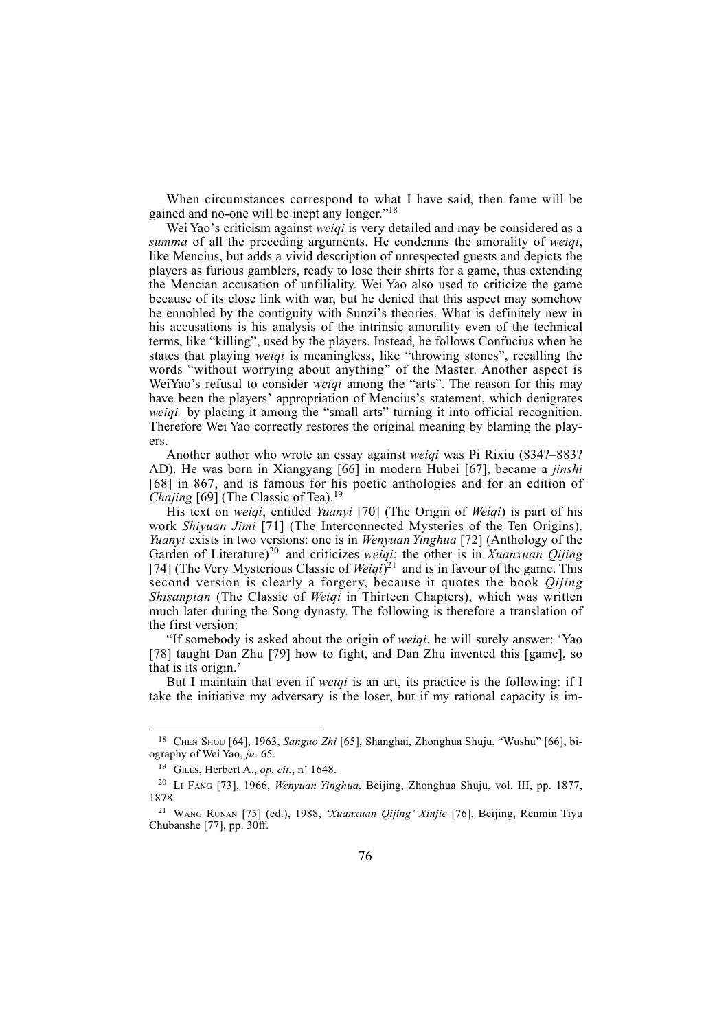When circumstances correspond to what I have said, then fame will be gained and no-one will be inept any longer."[18]

Wei Yao's criticism against *weiqi* is very detailed and may be considered as a *summa* of all the preceding arguments. He condemns the amorality of *weiqi*, like Mencius, but adds a vivid description of unrespected guests and depicts the players as furious gamblers, ready to lose their shirts for a game, thus extending the Mencian accusation of unfiliality. Wei Yao also used to criticize the game because of its close link with war, but he denied that this aspect may somehow be ennobled by the contiguity with Sunzi's theories. What is definitely new in his accusations is his analysis of the intrinsic amorality even of the technical terms, like "killing", used by the players. Instead, he follows Confucius when he states that playing *weiqi* is meaningless, like "throwing stones", recalling the words "without worrying about anything" of the Master. Another aspect is WeiYao's refusal to consider *weiqi* among the "arts". The reason for this may have been the players' appropriation of Mencius's statement, which denigrates *weiqi* by placing it among the "small arts" turning it into official recognition. Therefore Wei Yao correctly restores the original meaning by blaming the players.

Another author who wrote an essay against *weiqi* was Pi Rixiu (834?–883? AD). He was born in Xiangyang [66] in modern Hubei [67], became a *jinshi* [68] in 867, and is famous for his poetic anthologies and for an edition of *Chajing* [69] (The Classic of Tea).[19]

His text on *weiqi*, entitled *Yuanyi* [70] (The Origin of *Weiqi*) is part of his work *Shiyuan Jimi* [71] (The Interconnected Mysteries of the Ten Origins). *Yuanyi* exists in two versions: one is in *Wenyuan Yinghua* [72] (Anthology of the Garden of Literature)[20] and criticizes *weiqi*; the other is in *Xuanxuan Qijing* [74] (The Very Mysterious Classic of *Weiqi*)[21] and is in favour of the game. This second version is clearly a forgery, because it quotes the book *Qijing Shisanpian* (The Classic of *Weiqi* in Thirteen Chapters), which was written much later during the Song dynasty. The following is therefore a translation of the first version:

"If somebody is asked about the origin of *weiqi*, he will surely answer: 'Yao [78] taught Dan Zhu [79] how to fight, and Dan Zhu invented this [game], so that is its origin.'

But I maintain that even if *weiqi* is an art, its practice is the following: if I take the initiative my adversary is the loser, but if my rational capacity is im-

---

[18] Chen Shou [64], 1963, *Sanguo Zhi* [65], Shanghai, Zhonghua Shuju, "Wushu" [66], biography of Wei Yao, *ju*. 65.

[19] Giles, Herbert A., *op. cit.*, n˚ 1648.

[20] Li Fang [73], 1966, *Wenyuan Yinghua*, Beijing, Zhonghua Shuju, vol. III, pp. 1877, 1878.

[21] Wang Runan [75] (ed.), 1988, *'Xuanxuan Qijing' Xinjie* [76], Beijing, Renmin Tiyu Chubanshe [77], pp. 30ff.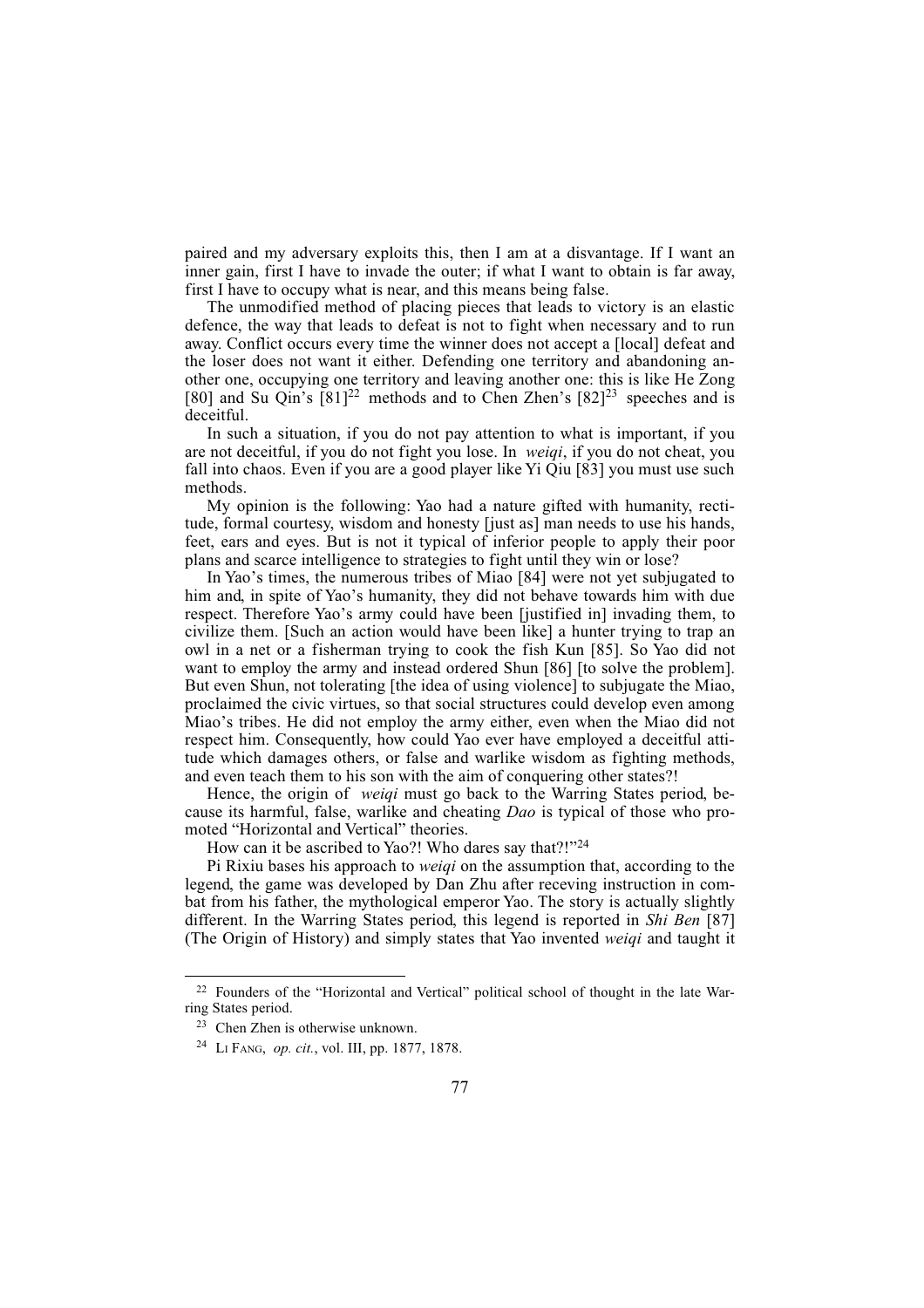paired and my adversary exploits this, then I am at a disvantage. If I want an inner gain, first I have to invade the outer; if what I want to obtain is far away, first I have to occupy what is near, and this means being false.

The unmodified method of placing pieces that leads to victory is an elastic defence, the way that leads to defeat is not to fight when necessary and to run away. Conflict occurs every time the winner does not accept a [local] defeat and the loser does not want it either. Defending one territory and abandoning another one, occupying one territory and leaving another one: this is like He Zong [80] and Su Qin's [81][22] methods and to Chen Zhen's [82][23] speeches and is deceitful.

In such a situation, if you do not pay attention to what is important, if you are not deceitful, if you do not fight you lose. In *weiqi*, if you do not cheat, you fall into chaos. Even if you are a good player like Yi Qiu [83] you must use such methods.

My opinion is the following: Yao had a nature gifted with humanity, rectitude, formal courtesy, wisdom and honesty [just as] man needs to use his hands, feet, ears and eyes. But is not it typical of inferior people to apply their poor plans and scarce intelligence to strategies to fight until they win or lose?

In Yao's times, the numerous tribes of Miao [84] were not yet subjugated to him and, in spite of Yao's humanity, they did not behave towards him with due respect. Therefore Yao's army could have been [justified in] invading them, to civilize them. [Such an action would have been like] a hunter trying to trap an owl in a net or a fisherman trying to cook the fish Kun [85]. So Yao did not want to employ the army and instead ordered Shun [86] [to solve the problem]. But even Shun, not tolerating [the idea of using violence] to subjugate the Miao, proclaimed the civic virtues, so that social structures could develop even among Miao's tribes. He did not employ the army either, even when the Miao did not respect him. Consequently, how could Yao ever have employed a deceitful attitude which damages others, or false and warlike wisdom as fighting methods, and even teach them to his son with the aim of conquering other states?!

Hence, the origin of *weiqi* must go back to the Warring States period, because its harmful, false, warlike and cheating *Dao* is typical of those who promoted "Horizontal and Vertical" theories.

How can it be ascribed to Yao?! Who dares say that?!"[24]

Pi Rixiu bases his approach to *weiqi* on the assumption that, according to the legend, the game was developed by Dan Zhu after receving instruction in combat from his father, the mythological emperor Yao. The story is actually slightly different. In the Warring States period, this legend is reported in *Shi Ben* [87] (The Origin of History) and simply states that Yao invented *weiqi* and taught it

---

[22] Founders of the "Horizontal and Vertical" political school of thought in the late Warring States period.

[23] Chen Zhen is otherwise unknown.

[24] Li Fang, *op. cit.*, vol. III, pp. 1877, 1878.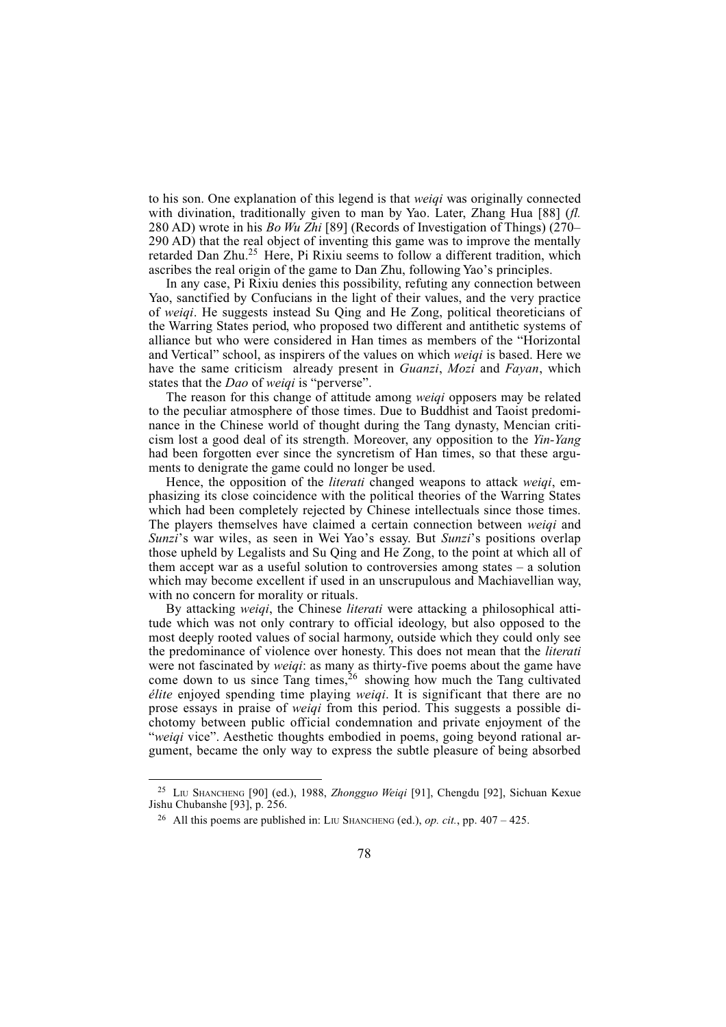to his son. One explanation of this legend is that *weiqi* was originally connected with divination, traditionally given to man by Yao. Later, Zhang Hua [88] (*fl.* 280 AD) wrote in his *Bo Wu Zhi* [89] (Records of Investigation of Things) (270–290 AD) that the real object of inventing this game was to improve the mentally retarded Dan Zhu.[25] Here, Pi Rixiu seems to follow a different tradition, which ascribes the real origin of the game to Dan Zhu, following Yao's principles.

In any case, Pi Rixiu denies this possibility, refuting any connection between Yao, sanctified by Confucians in the light of their values, and the very practice of *weiqi*. He suggests instead Su Qing and He Zong, political theoreticians of the Warring States period, who proposed two different and antithetic systems of alliance but who were considered in Han times as members of the "Horizontal and Vertical" school, as inspirers of the values on which *weiqi* is based. Here we have the same criticism already present in *Guanzi*, *Mozi* and *Fayan*, which states that the *Dao* of *weiqi* is "perverse".

The reason for this change of attitude among *weiqi* opposers may be related to the peculiar atmosphere of those times. Due to Buddhist and Taoist predominance in the Chinese world of thought during the Tang dynasty, Mencian criticism lost a good deal of its strength. Moreover, any opposition to the *Yin-Yang* had been forgotten ever since the syncretism of Han times, so that these arguments to denigrate the game could no longer be used.

Hence, the opposition of the *literati* changed weapons to attack *weiqi*, emphasizing its close coincidence with the political theories of the Warring States which had been completely rejected by Chinese intellectuals since those times. The players themselves have claimed a certain connection between *weiqi* and *Sunzi*'s war wiles, as seen in Wei Yao's essay. But *Sunzi*'s positions overlap those upheld by Legalists and Su Qing and He Zong, to the point at which all of them accept war as a useful solution to controversies among states – a solution which may become excellent if used in an unscrupulous and Machiavellian way, with no concern for morality or rituals.

By attacking *weiqi*, the Chinese *literati* were attacking a philosophical attitude which was not only contrary to official ideology, but also opposed to the most deeply rooted values of social harmony, outside which they could only see the predominance of violence over honesty. This does not mean that the *literati* were not fascinated by *weiqi*: as many as thirty-five poems about the game have come down to us since Tang times,[26] showing how much the Tang cultivated *élite* enjoyed spending time playing *weiqi*. It is significant that there are no prose essays in praise of *weiqi* from this period. This suggests a possible dichotomy between public official condemnation and private enjoyment of the "*weiqi* vice". Aesthetic thoughts embodied in poems, going beyond rational argument, became the only way to express the subtle pleasure of being absorbed

---

[25] Liu Shancheng [90] (ed.), 1988, *Zhongguo Weiqi* [91], Chengdu [92], Sichuan Kexue Jishu Chubanshe [93], p. 256.

[26] All this poems are published in: Liu Shancheng (ed.), *op. cit.*, pp. 407 – 425.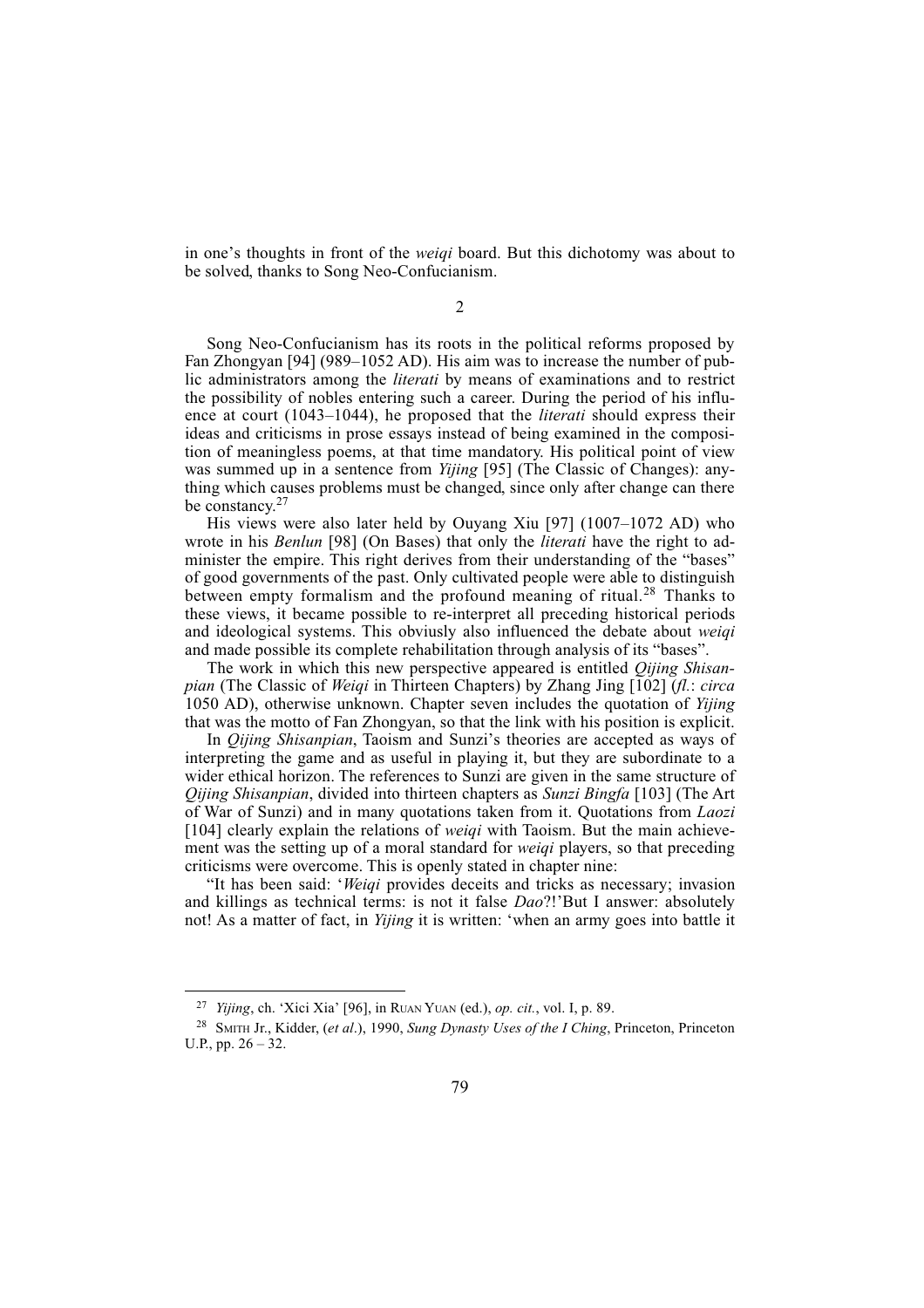in one's thoughts in front of the *weiqi* board. But this dichotomy was about to be solved, thanks to Song Neo-Confucianism.

2

Song Neo-Confucianism has its roots in the political reforms proposed by Fan Zhongyan [94] (989–1052 AD). His aim was to increase the number of public administrators among the *literati* by means of examinations and to restrict the possibility of nobles entering such a career. During the period of his influence at court (1043–1044), he proposed that the *literati* should express their ideas and criticisms in prose essays instead of being examined in the composition of meaningless poems, at that time mandatory. His political point of view was summed up in a sentence from *Yijing* [95] (The Classic of Changes): anything which causes problems must be changed, since only after change can there be constancy.[27]

His views were also later held by Ouyang Xiu [97] (1007–1072 AD) who wrote in his *Benlun* [98] (On Bases) that only the *literati* have the right to administer the empire. This right derives from their understanding of the "bases" of good governments of the past. Only cultivated people were able to distinguish between empty formalism and the profound meaning of ritual.[28] Thanks to these views, it became possible to re-interpret all preceding historical periods and ideological systems. This obviusly also influenced the debate about *weiqi* and made possible its complete rehabilitation through analysis of its "bases".

The work in which this new perspective appeared is entitled *Qijing Shisanpian* (The Classic of *Weiqi* in Thirteen Chapters) by Zhang Jing [102] (*fl.*: *circa* 1050 AD), otherwise unknown. Chapter seven includes the quotation of *Yijing* that was the motto of Fan Zhongyan, so that the link with his position is explicit.

In *Qijing Shisanpian*, Taoism and Sunzi's theories are accepted as ways of interpreting the game and as useful in playing it, but they are subordinate to a wider ethical horizon. The references to Sunzi are given in the same structure of *Qijing Shisanpian*, divided into thirteen chapters as *Sunzi Bingfa* [103] (The Art of War of Sunzi) and in many quotations taken from it. Quotations from *Laozi* [104] clearly explain the relations of *weiqi* with Taoism. But the main achievement was the setting up of a moral standard for *weiqi* players, so that preceding criticisms were overcome. This is openly stated in chapter nine:

"It has been said: '*Weiqi* provides deceits and tricks as necessary; invasion and killings as technical terms: is not it false *Dao*?!'But I answer: absolutely not! As a matter of fact, in *Yijing* it is written: 'when an army goes into battle it

---

[27] *Yijing*, ch. 'Xici Xia' [96], in Ruan Yuan (ed.), *op. cit.*, vol. I, p. 89.

[28] Smith Jr., Kidder, (*et al*.), 1990, *Sung Dynasty Uses of the I Ching*, Princeton, Princeton U.P., pp. 26 – 32.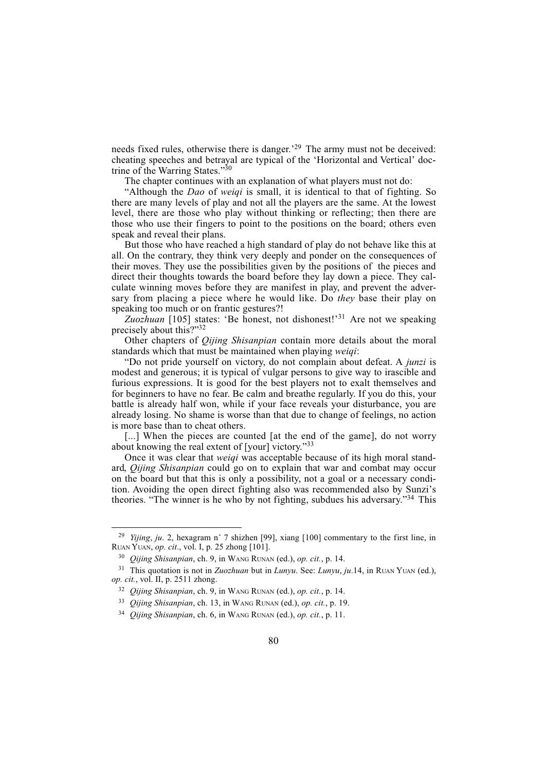needs fixed rules, otherwise there is danger.'[29] The army must not be deceived: cheating speeches and betrayal are typical of the 'Horizontal and Vertical' doctrine of the Warring States."[30]

The chapter continues with an explanation of what players must not do:

"Although the *Dao* of *weiqi* is small, it is identical to that of fighting. So there are many levels of play and not all the players are the same. At the lowest level, there are those who play without thinking or reflecting; then there are those who use their fingers to point to the positions on the board; others even speak and reveal their plans.

But those who have reached a high standard of play do not behave like this at all. On the contrary, they think very deeply and ponder on the consequences of their moves. They use the possibilities given by the positions of the pieces and direct their thoughts towards the board before they lay down a piece. They calculate winning moves before they are manifest in play, and prevent the adversary from placing a piece where he would like. Do *they* base their play on speaking too much or on frantic gestures?!

*Zuozhuan* [105] states: 'Be honest, not dishonest!'[31] Are not we speaking precisely about this?"[32]

Other chapters of *Qijing Shisanpian* contain more details about the moral standards which that must be maintained when playing *weiqi*:

"Do not pride yourself on victory, do not complain about defeat. A *junzi* is modest and generous; it is typical of vulgar persons to give way to irascible and furious expressions. It is good for the best players not to exalt themselves and for beginners to have no fear. Be calm and breathe regularly. If you do this, your battle is already half won, while if your face reveals your disturbance, you are already losing. No shame is worse than that due to change of feelings, no action is more base than to cheat others.

[...] When the pieces are counted [at the end of the game], do not worry about knowing the real extent of [your] victory."[33]

Once it was clear that *weiqi* was acceptable because of its high moral standard, *Qijing Shisanpian* could go on to explain that war and combat may occur on the board but that this is only a possibility, not a goal or a necessary condition. Avoiding the open direct fighting also was recommended also by Sunzi's theories. "The winner is he who by not fighting, subdues his adversary."[34] This

---

[29] *Yijing*, *ju*. 2, hexagram n° 7 shizhen [99], xiang [100] commentary to the first line, in Ruan Yuan, *op. cit*., vol. I, p. 25 zhong [101].

[30] *Qijing Shisanpian*, ch. 9, in Wang Runan (ed.), *op. cit.*, p. 14.

[31] This quotation is not in *Zuozhuan* but in *Lunyu*. See: *Lunyu*, *ju*.14, in Ruan Yuan (ed.), *op. cit.*, vol. II, p. 2511 zhong.

[32] *Qijing Shisanpian*, ch. 9, in Wang Runan (ed.), *op. cit.*, p. 14.

[33] *Qijing Shisanpian*, ch. 13, in Wang Runan (ed.), *op. cit.*, p. 19.

[34] *Qijing Shisanpian*, ch. 6, in Wang Runan (ed.), *op. cit.*, p. 11.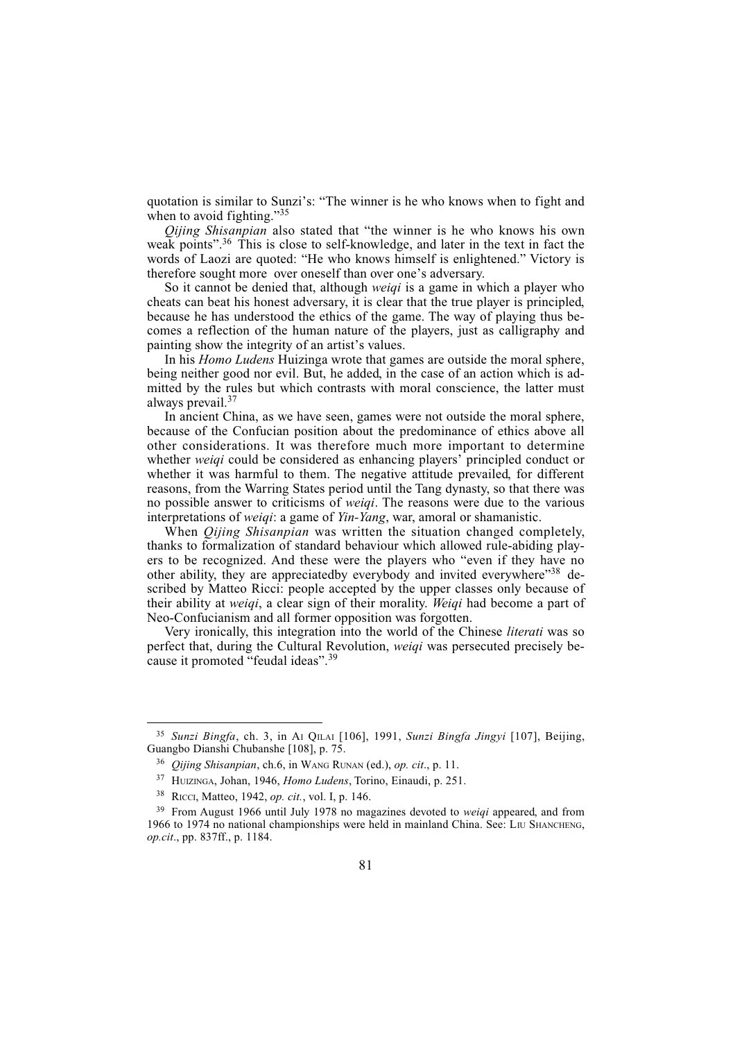quotation is similar to Sunzi's: "The winner is he who knows when to fight and when to avoid fighting."[35]

*Qijing Shisanpian* also stated that "the winner is he who knows his own weak points".[36] This is close to self-knowledge, and later in the text in fact the words of Laozi are quoted: "He who knows himself is enlightened." Victory is therefore sought more over oneself than over one's adversary.

So it cannot be denied that, although *weiqi* is a game in which a player who cheats can beat his honest adversary, it is clear that the true player is principled, because he has understood the ethics of the game. The way of playing thus becomes a reflection of the human nature of the players, just as calligraphy and painting show the integrity of an artist's values.

In his *Homo Ludens* Huizinga wrote that games are outside the moral sphere, being neither good nor evil. But, he added, in the case of an action which is admitted by the rules but which contrasts with moral conscience, the latter must always prevail.[37]

In ancient China, as we have seen, games were not outside the moral sphere, because of the Confucian position about the predominance of ethics above all other considerations. It was therefore much more important to determine whether *weiqi* could be considered as enhancing players' principled conduct or whether it was harmful to them. The negative attitude prevailed, for different reasons, from the Warring States period until the Tang dynasty, so that there was no possible answer to criticisms of *weiqi*. The reasons were due to the various interpretations of *weiqi*: a game of *Yin-Yang*, war, amoral or shamanistic.

When *Qijing Shisanpian* was written the situation changed completely, thanks to formalization of standard behaviour which allowed rule-abiding players to be recognized. And these were the players who "even if they have no other ability, they are appreciatedby everybody and invited everywhere"[38] described by Matteo Ricci: people accepted by the upper classes only because of their ability at *weiqi*, a clear sign of their morality. *Weiqi* had become a part of Neo-Confucianism and all former opposition was forgotten.

Very ironically, this integration into the world of the Chinese *literati* was so perfect that, during the Cultural Revolution, *weiqi* was persecuted precisely because it promoted "feudal ideas".[39]

---

[35] *Sunzi Bingfa*, ch. 3, in Ai Qilai [106], 1991, *Sunzi Bingfa Jingyi* [107], Beijing, Guangbo Dianshi Chubanshe [108], p. 75.

[36] *Qijing Shisanpian*, ch.6, in Wang Runan (ed.), *op. cit*., p. 11.

[37] Huizinga, Johan, 1946, *Homo Ludens*, Torino, Einaudi, p. 251.

[38] Ricci, Matteo, 1942, *op. cit.*, vol. I, p. 146.

[39] From August 1966 until July 1978 no magazines devoted to *weiqi* appeared, and from 1966 to 1974 no national championships were held in mainland China. See: Liu Shancheng, *op.cit*., pp. 837ff., p. 1184.